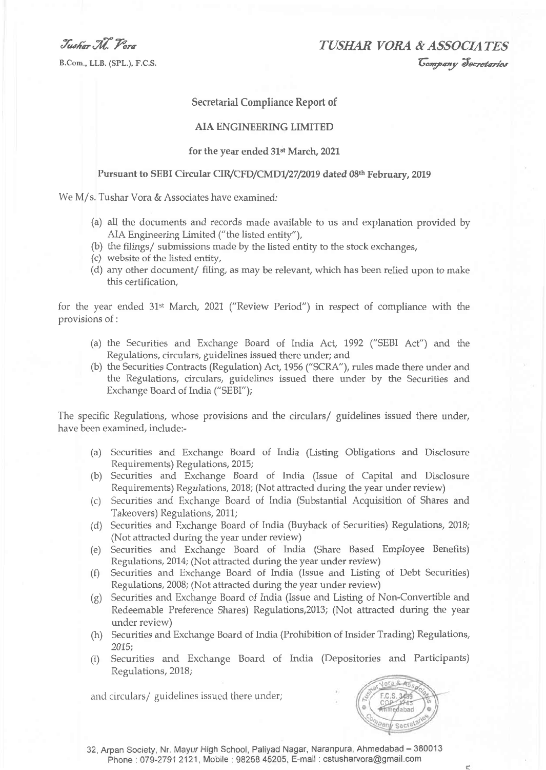Tushar M. Vora

B.Com., LLB. (SPL.), F.C.S.

# TUSHAR VORA & ASSOCIATES

*Company Secretaries*

## Secretarial Compliance Report of

## AIA ENGINEERING LIMITED

### for the year ended 31st March, 2021

### Pursuant to SEBI Circular CIR/CFD/CMD1/27/2019 dated 08th February, 2019

We M/s. Tushar Vora & Associates have examined:

(a) all the documents and records made available to us and explanation provided by AIA Engineering Limited ("the listed entity"),

(b) the filings/ submissions made by the listed entity to the stock exchanges,

(c) website of the listed entity,

(d) any other document/ filing, as may be relevant, which has been relied upon to make this certification,

for the year ended 31st March, 2021 ("Review Period") in respect of compliance with the provisions of :

(a) the Securities and Exchange Board of India Act, 1992 ("SEBI Act") and the Regulations, circulars, guidelines issued there under; and

(b) the Securities Contracts (Regulation) Act, 1956 ("SCRA"), rules made there under and the Regulations, circulars, guidelines issued there under by the Securities and Exchange Board of India ("SEBI");

The specific Regulations, whose provisions and the circulars/ guidelines issued there under, have been examined, include:-

(a) Securities and Exchange Board of India (Listing Obligations and Disclosure Requirements) Regulations, 2015;

(b) Securities and Exchange Board of India (Issue of Capital and Disclosure Requirements) Regulations, 2018; (Not attracted during the year under review)

(c) Securities and Exchange Board of India (Substantial Acquisition of Shares and Takeovers) Regulations, 2011;

(d) Securities and Exchange Board of India (Buyback of Securities) Regulations, 2018; (Not attracted during the year under review)

(e) Securities and Exchange Board of India (Share Based Employee Benefits) Regulations, 2014; (Not attracted during the year under review)

(f) Securities and Exchange Board of India (Issue and Listing of Debt Securities) Regulations, 2008; (Not attracted during the year under review)

(g) Securities and Exchange Board of India (Issue and Listing of Non-Convertible and Redeemable Preference Shares) Regulations,2013; (Not attracted during the year under review)

(h) Securities and Exchange Board of India (Prohibition of Insider Trading) Regulations, 2015;

(i) Securities and Exchange Board of India (Depositories and Participants) Regulations, 2018;

and circulars/ guidelines issued there under;

32, Arpan Society, Nr. Mayur High School, Paliyad Nagar, Naranpura, Ahmedabad – 380013
Phone : 079-2791 2121, Mobile : 98258 45205, E-mail : cstusharvora@gmail.com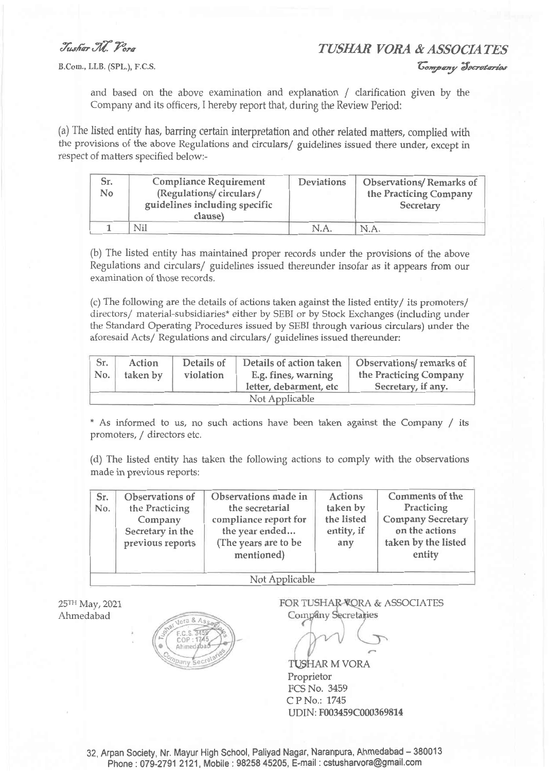and based on the above examination and explanation / clarification given by the Company and its officers, I hereby report that, during the Review Period:

(a) The listed entity has, barring certain interpretation and other related matters, complied with the provisions of the above Regulations and circulars/ guidelines issued there under, except in respect of matters specified below:-

| Sr. No | Compliance Requirement (Regulations/ circulars / guidelines including specific clause) | Deviations | Observations/ Remarks of the Practicing Company Secretary |
|---|---|---|---|
| 1 | Nil | N.A. | N.A. |

(b) The listed entity has maintained proper records under the provisions of the above Regulations and circulars/ guidelines issued thereunder insofar as it appears from our examination of those records.

(c) The following are the details of actions taken against the listed entity/ its promoters/ directors/ material-subsidiaries* either by SEBI or by Stock Exchanges (including under the Standard Operating Procedures issued by SEBI through various circulars) under the aforesaid Acts/ Regulations and circulars/ guidelines issued thereunder:

| Sr. No. | Action taken by | Details of violation | Details of action taken E.g. fines, warning letter, debarment, etc | Observations/ remarks of the Practicing Company Secretary, if any. |
|---|---|---|---|---|
| Not Applicable | | | | |

* As informed to us, no such actions have been taken against the Company / its promoters, / directors etc.

(d) The listed entity has taken the following actions to comply with the observations made in previous reports:

| Sr. No. | Observations of the Practicing Company Secretary in the previous reports | Observations made in the secretarial compliance report for the year ended... (The years are to be mentioned) | Actions taken by the listed entity, if any | Comments of the Practicing Company Secretary on the actions taken by the listed entity |
|---|---|---|---|---|
| Not Applicable | | | | |

25TH May, 2021
Ahmedabad

FOR TUSHAR VORA & ASSOCIATES
Company Secretaries

TUSHAR M VORA
Proprietor
FCS No. 3459
C P No.: 1745
UDIN: F003459C000369814